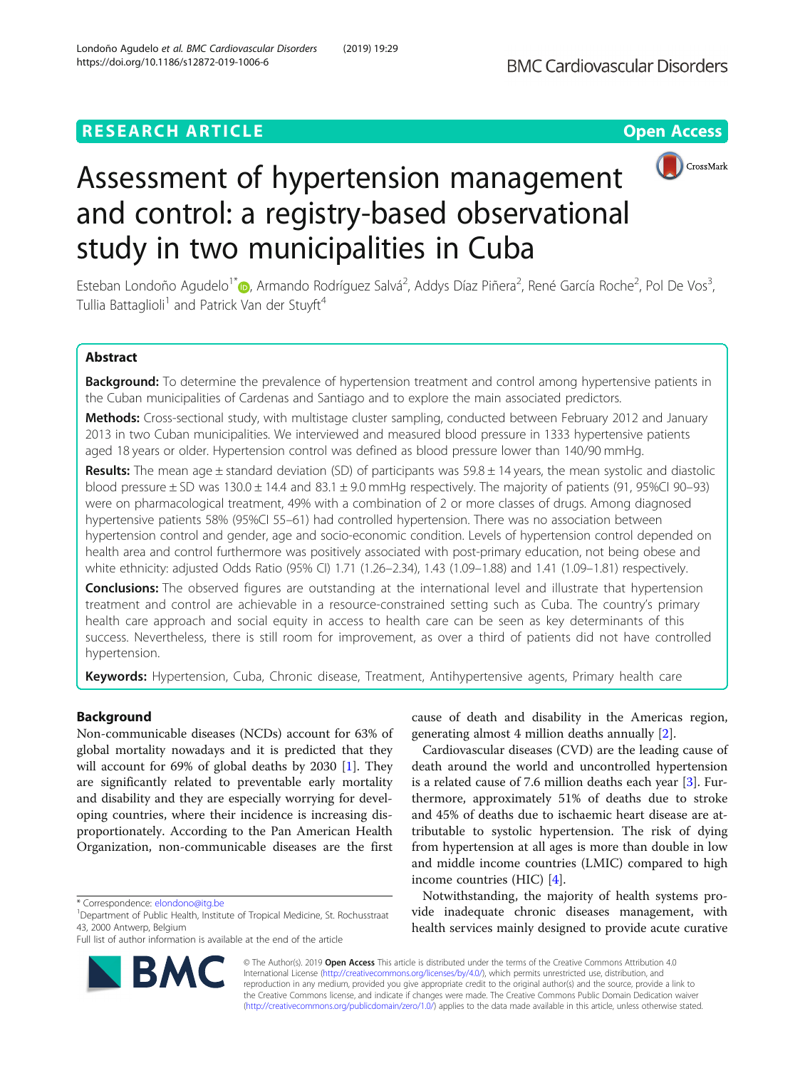RESEARCH ARTICLE

Open Access

# Assessment of hypertension management and control: a registry-based observational study in two municipalities in Cuba

Esteban Londoño Agudelo[1*], Armando Rodríguez Salvá[2], Addys Díaz Piñera[2], René García Roche[2], Pol De Vos[3], Tullia Battaglioli[1] and Patrick Van der Stuyft[4]

## Abstract

**Background:** To determine the prevalence of hypertension treatment and control among hypertensive patients in the Cuban municipalities of Cardenas and Santiago and to explore the main associated predictors.

**Methods:** Cross-sectional study, with multistage cluster sampling, conducted between February 2012 and January 2013 in two Cuban municipalities. We interviewed and measured blood pressure in 1333 hypertensive patients aged 18 years or older. Hypertension control was defined as blood pressure lower than 140/90 mmHg.

**Results:** The mean age ± standard deviation (SD) of participants was 59.8 ± 14 years, the mean systolic and diastolic blood pressure ± SD was 130.0 ± 14.4 and 83.1 ± 9.0 mmHg respectively. The majority of patients (91, 95%CI 90–93) were on pharmacological treatment, 49% with a combination of 2 or more classes of drugs. Among diagnosed hypertensive patients 58% (95%CI 55–61) had controlled hypertension. There was no association between hypertension control and gender, age and socio-economic condition. Levels of hypertension control depended on health area and control furthermore was positively associated with post-primary education, not being obese and white ethnicity: adjusted Odds Ratio (95% CI) 1.71 (1.26–2.34), 1.43 (1.09–1.88) and 1.41 (1.09–1.81) respectively.

**Conclusions:** The observed figures are outstanding at the international level and illustrate that hypertension treatment and control are achievable in a resource-constrained setting such as Cuba. The country's primary health care approach and social equity in access to health care can be seen as key determinants of this success. Nevertheless, there is still room for improvement, as over a third of patients did not have controlled hypertension.

**Keywords:** Hypertension, Cuba, Chronic disease, Treatment, Antihypertensive agents, Primary health care

## Background

Non-communicable diseases (NCDs) account for 63% of global mortality nowadays and it is predicted that they will account for 69% of global deaths by 2030 [1]. They are significantly related to preventable early mortality and disability and they are especially worrying for developing countries, where their incidence is increasing disproportionately. According to the Pan American Health Organization, non-communicable diseases are the first cause of death and disability in the Americas region, generating almost 4 million deaths annually [2].

Cardiovascular diseases (CVD) are the leading cause of death around the world and uncontrolled hypertension is a related cause of 7.6 million deaths each year [3]. Furthermore, approximately 51% of deaths due to stroke and 45% of deaths due to ischaemic heart disease are attributable to systolic hypertension. The risk of dying from hypertension at all ages is more than double in low and middle income countries (LMIC) compared to high income countries (HIC) [4].

Notwithstanding, the majority of health systems provide inadequate chronic diseases management, with health services mainly designed to provide acute curative

* Correspondence: elondono@itg.be
[1]Department of Public Health, Institute of Tropical Medicine, St. Rochusstraat 43, 2000 Antwerp, Belgium
Full list of author information is available at the end of the article

© The Author(s). 2019 **Open Access** This article is distributed under the terms of the Creative Commons Attribution 4.0 International License (http://creativecommons.org/licenses/by/4.0/), which permits unrestricted use, distribution, and reproduction in any medium, provided you give appropriate credit to the original author(s) and the source, provide a link to the Creative Commons license, and indicate if changes were made. The Creative Commons Public Domain Dedication waiver (http://creativecommons.org/publicdomain/zero/1.0/) applies to the data made available in this article, unless otherwise stated.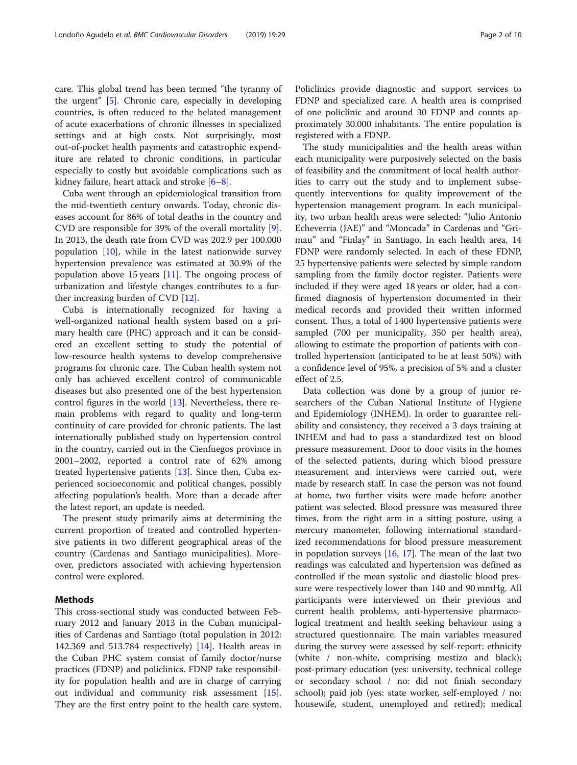care. This global trend has been termed "the tyranny of the urgent" [5]. Chronic care, especially in developing countries, is often reduced to the belated management of acute exacerbations of chronic illnesses in specialized settings and at high costs. Not surprisingly, most out-of-pocket health payments and catastrophic expenditure are related to chronic conditions, in particular especially to costly but avoidable complications such as kidney failure, heart attack and stroke [6–8].

Cuba went through an epidemiological transition from the mid-twentieth century onwards. Today, chronic diseases account for 86% of total deaths in the country and CVD are responsible for 39% of the overall mortality [9]. In 2013, the death rate from CVD was 202.9 per 100.000 population [10], while in the latest nationwide survey hypertension prevalence was estimated at 30.9% of the population above 15 years [11]. The ongoing process of urbanization and lifestyle changes contributes to a further increasing burden of CVD [12].

Cuba is internationally recognized for having a well-organized national health system based on a primary health care (PHC) approach and it can be considered an excellent setting to study the potential of low-resource health systems to develop comprehensive programs for chronic care. The Cuban health system not only has achieved excellent control of communicable diseases but also presented one of the best hypertension control figures in the world [13]. Nevertheless, there remain main problems with regard to quality and long-term continuity of care provided for chronic patients. The last internationally published study on hypertension control in the country, carried out in the Cienfuegos province in 2001–2002, reported a control rate of 62% among treated hypertensive patients [13]. Since then, Cuba experienced socioeconomic and political changes, possibly affecting population's health. More than a decade after the latest report, an update is needed.

The present study primarily aims at determining the current proportion of treated and controlled hypertensive patients in two different geographical areas of the country (Cardenas and Santiago municipalities). Moreover, predictors associated with achieving hypertension control were explored.

## Methods

This cross-sectional study was conducted between February 2012 and January 2013 in the Cuban municipalities of Cardenas and Santiago (total population in 2012: 142.369 and 513.784 respectively) [14]. Health areas in the Cuban PHC system consist of family doctor/nurse practices (FDNP) and policlinics. FDNP take responsibility for population health and are in charge of carrying out individual and community risk assessment [15]. They are the first entry point to the health care system. Policlinics provide diagnostic and support services to FDNP and specialized care. A health area is comprised of one policlinic and around 30 FDNP and counts approximately 30.000 inhabitants. The entire population is registered with a FDNP.

The study municipalities and the health areas within each municipality were purposively selected on the basis of feasibility and the commitment of local health authorities to carry out the study and to implement subsequently interventions for quality improvement of the hypertension management program. In each municipality, two urban health areas were selected: "Julio Antonio Echeverria (JAE)" and "Moncada" in Cardenas and "Grimau" and "Finlay" in Santiago. In each health area, 14 FDNP were randomly selected. In each of these FDNP, 25 hypertensive patients were selected by simple random sampling from the family doctor register. Patients were included if they were aged 18 years or older, had a confirmed diagnosis of hypertension documented in their medical records and provided their written informed consent. Thus, a total of 1400 hypertensive patients were sampled (700 per municipality, 350 per health area), allowing to estimate the proportion of patients with controlled hypertension (anticipated to be at least 50%) with a confidence level of 95%, a precision of 5% and a cluster effect of 2.5.

Data collection was done by a group of junior researchers of the Cuban National Institute of Hygiene and Epidemiology (INHEM). In order to guarantee reliability and consistency, they received a 3 days training at INHEM and had to pass a standardized test on blood pressure measurement. Door to door visits in the homes of the selected patients, during which blood pressure measurement and interviews were carried out, were made by research staff. In case the person was not found at home, two further visits were made before another patient was selected. Blood pressure was measured three times, from the right arm in a sitting posture, using a mercury manometer, following international standardized recommendations for blood pressure measurement in population surveys [16, 17]. The mean of the last two readings was calculated and hypertension was defined as controlled if the mean systolic and diastolic blood pressure were respectively lower than 140 and 90 mmHg. All participants were interviewed on their previous and current health problems, anti-hypertensive pharmacological treatment and health seeking behaviour using a structured questionnaire. The main variables measured during the survey were assessed by self-report: ethnicity (white / non-white, comprising mestizo and black); post-primary education (yes: university, technical college or secondary school / no: did not finish secondary school); paid job (yes: state worker, self-employed / no: housewife, student, unemployed and retired); medical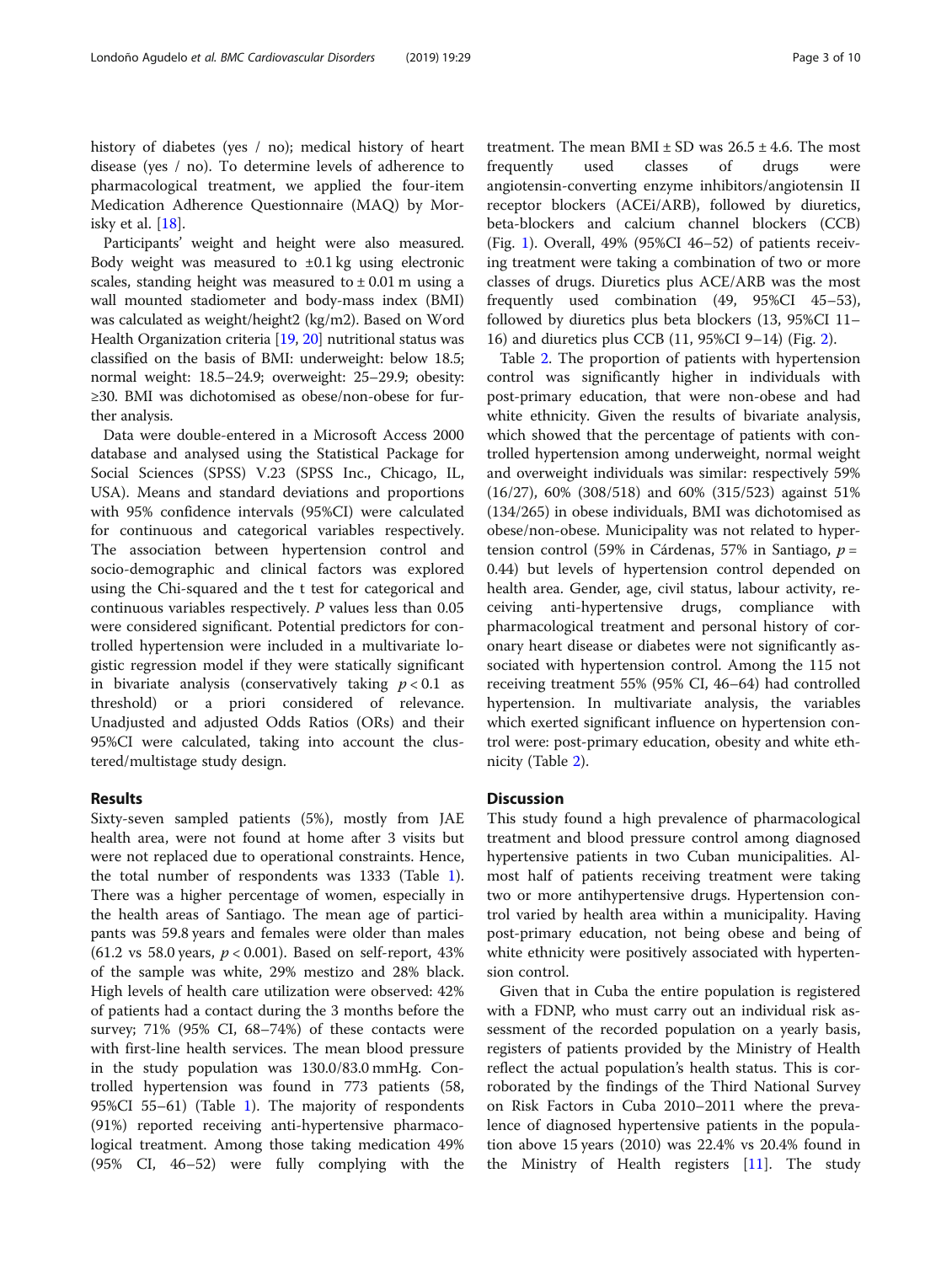history of diabetes (yes / no); medical history of heart disease (yes / no). To determine levels of adherence to pharmacological treatment, we applied the four-item Medication Adherence Questionnaire (MAQ) by Morisky et al. [18].

Participants' weight and height were also measured. Body weight was measured to ±0.1 kg using electronic scales, standing height was measured to ± 0.01 m using a wall mounted stadiometer and body-mass index (BMI) was calculated as weight/height2 (kg/m2). Based on Word Health Organization criteria [19, 20] nutritional status was classified on the basis of BMI: underweight: below 18.5; normal weight: 18.5–24.9; overweight: 25–29.9; obesity: ≥30. BMI was dichotomised as obese/non-obese for further analysis.

Data were double-entered in a Microsoft Access 2000 database and analysed using the Statistical Package for Social Sciences (SPSS) V.23 (SPSS Inc., Chicago, IL, USA). Means and standard deviations and proportions with 95% confidence intervals (95%CI) were calculated for continuous and categorical variables respectively. The association between hypertension control and socio-demographic and clinical factors was explored using the Chi-squared and the t test for categorical and continuous variables respectively. *P* values less than 0.05 were considered significant. Potential predictors for controlled hypertension were included in a multivariate logistic regression model if they were statically significant in bivariate analysis (conservatively taking $p < 0.1$ as threshold) or a priori considered of relevance. Unadjusted and adjusted Odds Ratios (ORs) and their 95%CI were calculated, taking into account the clustered/multistage study design.

## Results

Sixty-seven sampled patients (5%), mostly from JAE health area, were not found at home after 3 visits but were not replaced due to operational constraints. Hence, the total number of respondents was 1333 (Table 1). There was a higher percentage of women, especially in the health areas of Santiago. The mean age of participants was 59.8 years and females were older than males (61.2 vs 58.0 years, $p < 0.001$). Based on self-report, 43% of the sample was white, 29% mestizo and 28% black. High levels of health care utilization were observed: 42% of patients had a contact during the 3 months before the survey; 71% (95% CI, 68–74%) of these contacts were with first-line health services. The mean blood pressure in the study population was 130.0/83.0 mmHg. Controlled hypertension was found in 773 patients (58, 95%CI 55–61) (Table 1). The majority of respondents (91%) reported receiving anti-hypertensive pharmacological treatment. Among those taking medication 49% (95% CI, 46–52) were fully complying with the treatment. The mean BMI ± SD was 26.5 ± 4.6. The most frequently used classes of drugs were angiotensin-converting enzyme inhibitors/angiotensin II receptor blockers (ACEi/ARB), followed by diuretics, beta-blockers and calcium channel blockers (CCB) (Fig. 1). Overall, 49% (95%CI 46–52) of patients receiving treatment were taking a combination of two or more classes of drugs. Diuretics plus ACE/ARB was the most frequently used combination (49, 95%CI 45–53), followed by diuretics plus beta blockers (13, 95%CI 11–16) and diuretics plus CCB (11, 95%CI 9–14) (Fig. 2).

Table 2. The proportion of patients with hypertension control was significantly higher in individuals with post-primary education, that were non-obese and had white ethnicity. Given the results of bivariate analysis, which showed that the percentage of patients with controlled hypertension among underweight, normal weight and overweight individuals was similar: respectively 59% (16/27), 60% (308/518) and 60% (315/523) against 51% (134/265) in obese individuals, BMI was dichotomised as obese/non-obese. Municipality was not related to hypertension control (59% in Cárdenas, 57% in Santiago, $p = 0.44$) but levels of hypertension control depended on health area. Gender, age, civil status, labour activity, receiving anti-hypertensive drugs, compliance with pharmacological treatment and personal history of coronary heart disease or diabetes were not significantly associated with hypertension control. Among the 115 not receiving treatment 55% (95% CI, 46–64) had controlled hypertension. In multivariate analysis, the variables which exerted significant influence on hypertension control were: post-primary education, obesity and white ethnicity (Table 2).

## Discussion

This study found a high prevalence of pharmacological treatment and blood pressure control among diagnosed hypertensive patients in two Cuban municipalities. Almost half of patients receiving treatment were taking two or more antihypertensive drugs. Hypertension control varied by health area within a municipality. Having post-primary education, not being obese and being of white ethnicity were positively associated with hypertension control.

Given that in Cuba the entire population is registered with a FDNP, who must carry out an individual risk assessment of the recorded population on a yearly basis, registers of patients provided by the Ministry of Health reflect the actual population's health status. This is corroborated by the findings of the Third National Survey on Risk Factors in Cuba 2010–2011 where the prevalence of diagnosed hypertensive patients in the population above 15 years (2010) was 22.4% vs 20.4% found in the Ministry of Health registers [11]. The study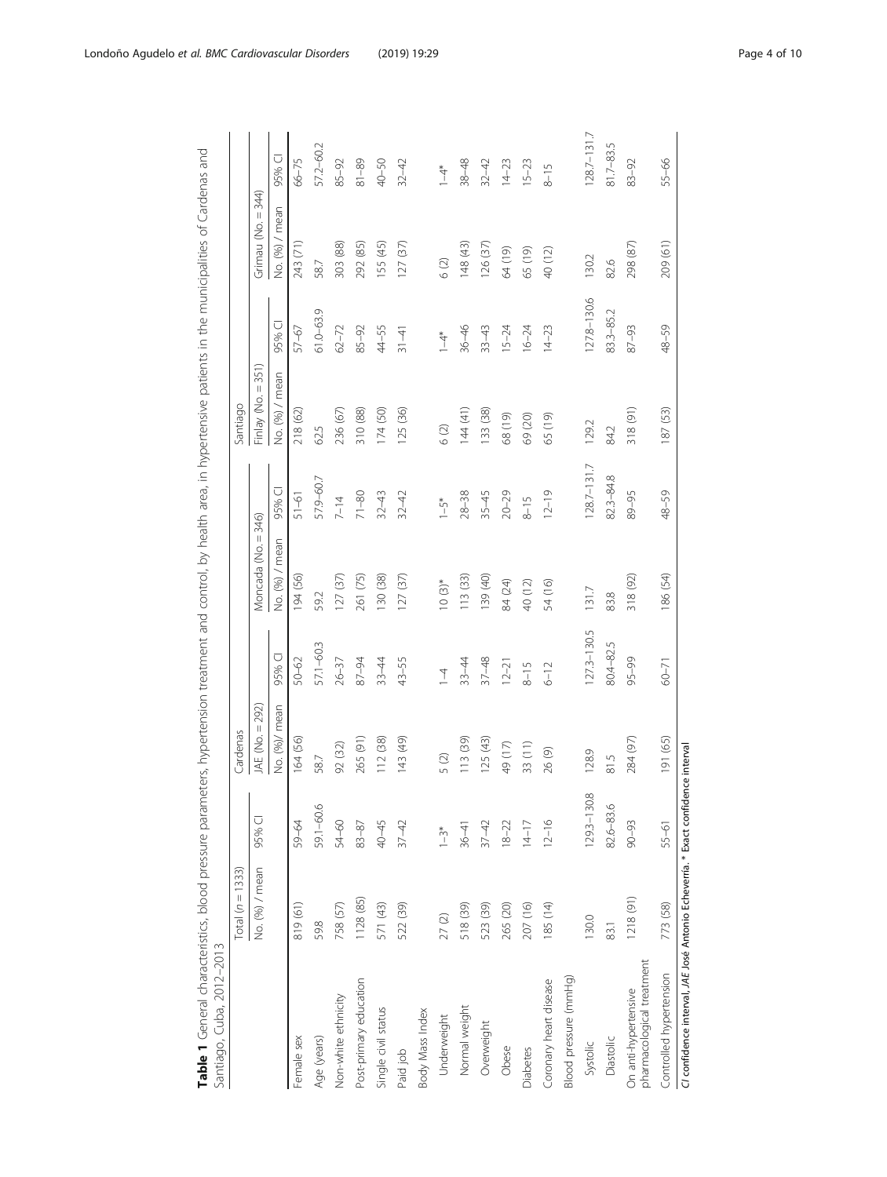**Table 1** General characteristics, blood pressure parameters, hypertension treatment and control, by health area, in hypertensive patients in the municipalities of Cardenas and Santiago, Cuba, 2012–2013

| | Total (*n* = 1333) | | Cardenas | | | | Santiago | | | |
|---|---|---|---|---|---|---|---|---|---|---|
| | | | JAE (No. = 292) | | Moncada (No. = 346) | | Finlay (No. = 351) | | Grimau (No. = 344) | |
| | No. (%) / mean | 95% CI | No. (%)/ mean | 95% CI | No. (%) / mean | 95% CI | No. (%) / mean | 95% CI | No. (%) / mean | 95% CI |
| Female sex | 819 (61) | 59–64 | 164 (56) | 50–62 | 194 (56) | 51–61 | 218 (62) | 57–67 | 243 (71) | 66–75 |
| Age (years) | 59.8 | 59.1–60.6 | 58.7 | 57.1–60.3 | 59.2 | 57.9–60.7 | 62.5 | 61.0–63.9 | 58.7 | 57.2–60.2 |
| Non-white ethnicity | 758 (57) | 54–60 | 92 (32) | 26–37 | 127 (37) | 7–14 | 236 (67) | 62–72 | 303 (88) | 85–92 |
| Post-primary education | 1128 (85) | 83–87 | 265 (91) | 87–94 | 261 (75) | 71–80 | 310 (88) | 85–92 | 292 (85) | 81–89 |
| Single civil status | 571 (43) | 40–45 | 112 (38) | 33–44 | 130 (38) | 32–43 | 174 (50) | 44–55 | 155 (45) | 40–50 |
| Paid job | 522 (39) | 37–42 | 143 (49) | 43–55 | 127 (37) | 32–42 | 125 (36) | 31–41 | 127 (37) | 32–42 |
| Body Mass Index | | | | | | | | | | |
| Underweight | 27 (2) | 1–3* | 5 (2) | 1–4 | 10 (3)* | 1–5* | 6 (2) | 1–4* | 6 (2) | 1–4* |
| Normal weight | 518 (39) | 36–41 | 113 (39) | 33–44 | 113 (33) | 28–38 | 144 (41) | 36–46 | 148 (43) | 38–48 |
| Overweight | 523 (39) | 37–42 | 125 (43) | 37–48 | 139 (40) | 35–45 | 133 (38) | 33–43 | 126 (37) | 32–42 |
| Obese | 265 (20) | 18–22 | 49 (17) | 12–21 | 84 (24) | 20–29 | 68 (19) | 15–24 | 64 (19) | 14–23 |
| Diabetes | 207 (16) | 14–17 | 33 (11) | 8–15 | 40 (12) | 8–15 | 69 (20) | 16–24 | 65 (19) | 15–23 |
| Coronary heart disease | 185 (14) | 12–16 | 26 (9) | 6–12 | 54 (16) | 12–19 | 65 (19) | 14–23 | 40 (12) | 8–15 |
| Blood pressure (mmHg) | | | | | | | | | | |
| Systolic | 130.0 | 129.3–130.8 | 128.9 | 127.3–130.5 | 131.7 | 128.7–131.7 | 129.2 | 127.8–130.6 | 130.2 | 128.7–131.7 |
| Diastolic | 83.1 | 82.6–83.6 | 81.5 | 80.4–82.5 | 83.8 | 82.3–84.8 | 84.2 | 83.3–85.2 | 82.6 | 81.7–83.5 |
| On anti-hypertensive pharmacological treatment | 1218 (91) | 90–93 | 284 (97) | 95–99 | 318 (92) | 89–95 | 318 (91) | 87–93 | 298 (87) | 83–92 |
| Controlled hypertension | 773 (58) | 55–61 | 191 (65) | 60–71 | 186 (54) | 48–59 | 187 (53) | 48–59 | 209 (61) | 55–66 |

*CI* confidence interval, *JAE* José Antonio Echeverría. * Exact confidence interval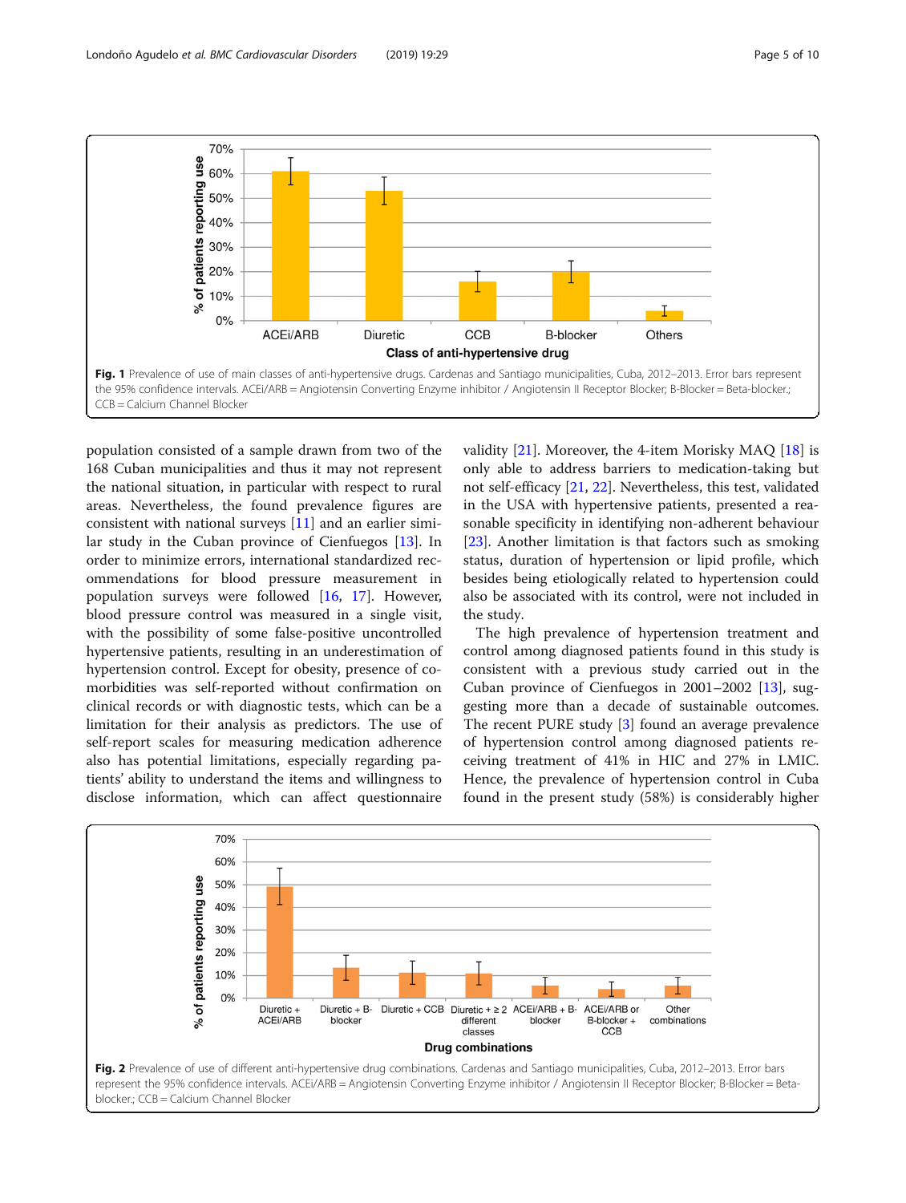**Fig. 1** Prevalence of use of main classes of anti-hypertensive drugs. Cardenas and Santiago municipalities, Cuba, 2012–2013. Error bars represent the 95% confidence intervals. ACEi/ARB = Angiotensin Converting Enzyme inhibitor / Angiotensin II Receptor Blocker; B-Blocker = Beta-blocker.; CCB = Calcium Channel Blocker

population consisted of a sample drawn from two of the 168 Cuban municipalities and thus it may not represent the national situation, in particular with respect to rural areas. Nevertheless, the found prevalence figures are consistent with national surveys [11] and an earlier similar study in the Cuban province of Cienfuegos [13]. In order to minimize errors, international standardized recommendations for blood pressure measurement in population surveys were followed [16, 17]. However, blood pressure control was measured in a single visit, with the possibility of some false-positive uncontrolled hypertensive patients, resulting in an underestimation of hypertension control. Except for obesity, presence of co-morbidities was self-reported without confirmation on clinical records or with diagnostic tests, which can be a limitation for their analysis as predictors. The use of self-report scales for measuring medication adherence also has potential limitations, especially regarding patients' ability to understand the items and willingness to disclose information, which can affect questionnaire validity [21]. Moreover, the 4-item Morisky MAQ [18] is only able to address barriers to medication-taking but not self-efficacy [21, 22]. Nevertheless, this test, validated in the USA with hypertensive patients, presented a reasonable specificity in identifying non-adherent behaviour [23]. Another limitation is that factors such as smoking status, duration of hypertension or lipid profile, which besides being etiologically related to hypertension could also be associated with its control, were not included in the study.

The high prevalence of hypertension treatment and control among diagnosed patients found in this study is consistent with a previous study carried out in the Cuban province of Cienfuegos in 2001–2002 [13], suggesting more than a decade of sustainable outcomes. The recent PURE study [3] found an average prevalence of hypertension control among diagnosed patients receiving treatment of 41% in HIC and 27% in LMIC. Hence, the prevalence of hypertension control in Cuba found in the present study (58%) is considerably higher

**Fig. 2** Prevalence of use of different anti-hypertensive drug combinations. Cardenas and Santiago municipalities, Cuba, 2012–2013. Error bars represent the 95% confidence intervals. ACEi/ARB = Angiotensin Converting Enzyme inhibitor / Angiotensin II Receptor Blocker; B-Blocker = Beta-blocker.; CCB = Calcium Channel Blocker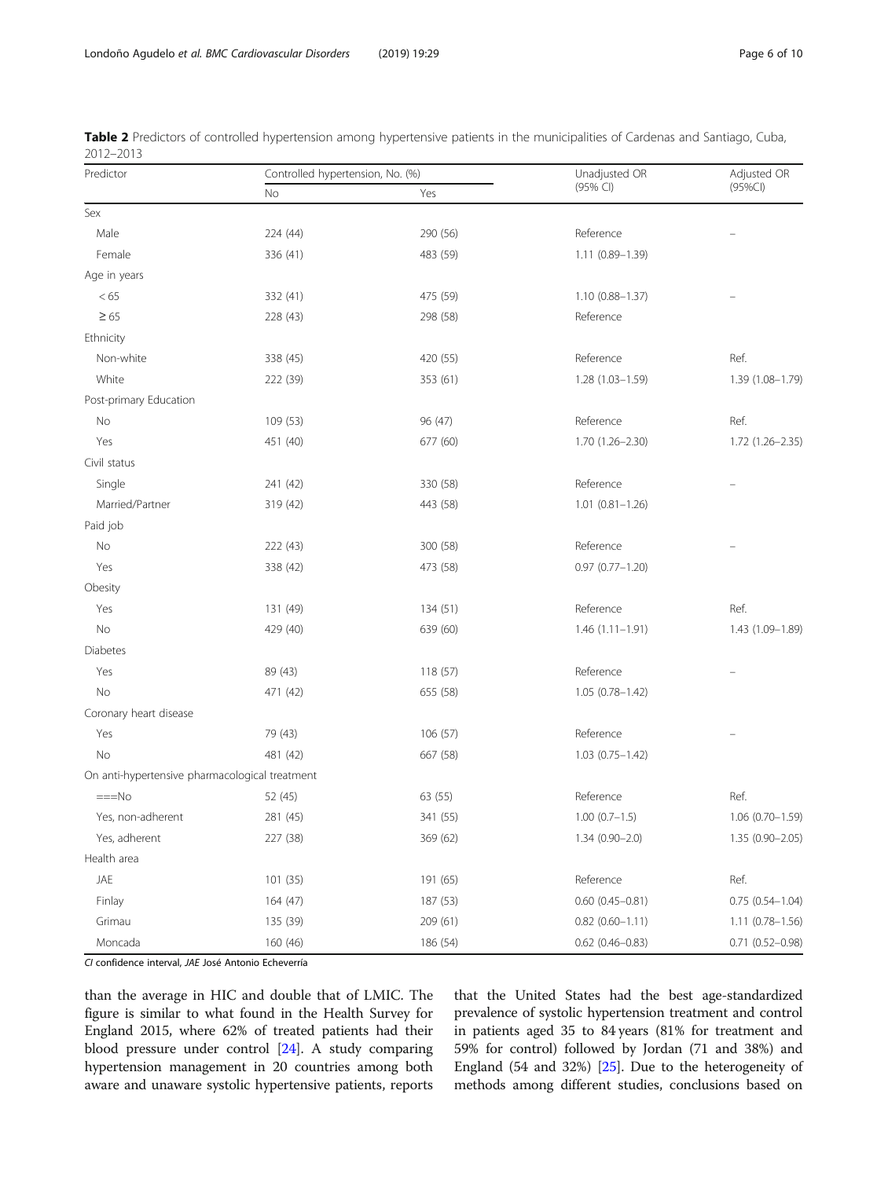**Table 2** Predictors of controlled hypertension among hypertensive patients in the municipalities of Cardenas and Santiago, Cuba, 2012–2013

| Predictor | Controlled hypertension, No. (%) | | Unadjusted OR (95% CI) | Adjusted OR (95%CI) |
|---|---|---|---|---|
| | No | Yes | | |
| Sex | | | | |
| Male | 224 (44) | 290 (56) | Reference | – |
| Female | 336 (41) | 483 (59) | 1.11 (0.89–1.39) | |
| Age in years | | | | |
| < 65 | 332 (41) | 475 (59) | 1.10 (0.88–1.37) | – |
| ≥ 65 | 228 (43) | 298 (58) | Reference | |
| Ethnicity | | | | |
| Non-white | 338 (45) | 420 (55) | Reference | Ref. |
| White | 222 (39) | 353 (61) | 1.28 (1.03–1.59) | 1.39 (1.08–1.79) |
| Post-primary Education | | | | |
| No | 109 (53) | 96 (47) | Reference | Ref. |
| Yes | 451 (40) | 677 (60) | 1.70 (1.26–2.30) | 1.72 (1.26–2.35) |
| Civil status | | | | |
| Single | 241 (42) | 330 (58) | Reference | – |
| Married/Partner | 319 (42) | 443 (58) | 1.01 (0.81–1.26) | |
| Paid job | | | | |
| No | 222 (43) | 300 (58) | Reference | – |
| Yes | 338 (42) | 473 (58) | 0.97 (0.77–1.20) | |
| Obesity | | | | |
| Yes | 131 (49) | 134 (51) | Reference | Ref. |
| No | 429 (40) | 639 (60) | 1.46 (1.11–1.91) | 1.43 (1.09–1.89) |
| Diabetes | | | | |
| Yes | 89 (43) | 118 (57) | Reference | – |
| No | 471 (42) | 655 (58) | 1.05 (0.78–1.42) | |
| Coronary heart disease | | | | |
| Yes | 79 (43) | 106 (57) | Reference | – |
| No | 481 (42) | 667 (58) | 1.03 (0.75–1.42) | |
| On anti-hypertensive pharmacological treatment | | | | |
| ===No | 52 (45) | 63 (55) | Reference | Ref. |
| Yes, non-adherent | 281 (45) | 341 (55) | 1.00 (0.7–1.5) | 1.06 (0.70–1.59) |
| Yes, adherent | 227 (38) | 369 (62) | 1.34 (0.90–2.0) | 1.35 (0.90–2.05) |
| Health area | | | | |
| JAE | 101 (35) | 191 (65) | Reference | Ref. |
| Finlay | 164 (47) | 187 (53) | 0.60 (0.45–0.81) | 0.75 (0.54–1.04) |
| Grimau | 135 (39) | 209 (61) | 0.82 (0.60–1.11) | 1.11 (0.78–1.56) |
| Moncada | 160 (46) | 186 (54) | 0.62 (0.46–0.83) | 0.71 (0.52–0.98) |

*CI* confidence interval, *JAE* José Antonio Echeverría

than the average in HIC and double that of LMIC. The figure is similar to what found in the Health Survey for England 2015, where 62% of treated patients had their blood pressure under control [24]. A study comparing hypertension management in 20 countries among both aware and unaware systolic hypertensive patients, reports that the United States had the best age-standardized prevalence of systolic hypertension treatment and control in patients aged 35 to 84 years (81% for treatment and 59% for control) followed by Jordan (71 and 38%) and England (54 and 32%) [25]. Due to the heterogeneity of methods among different studies, conclusions based on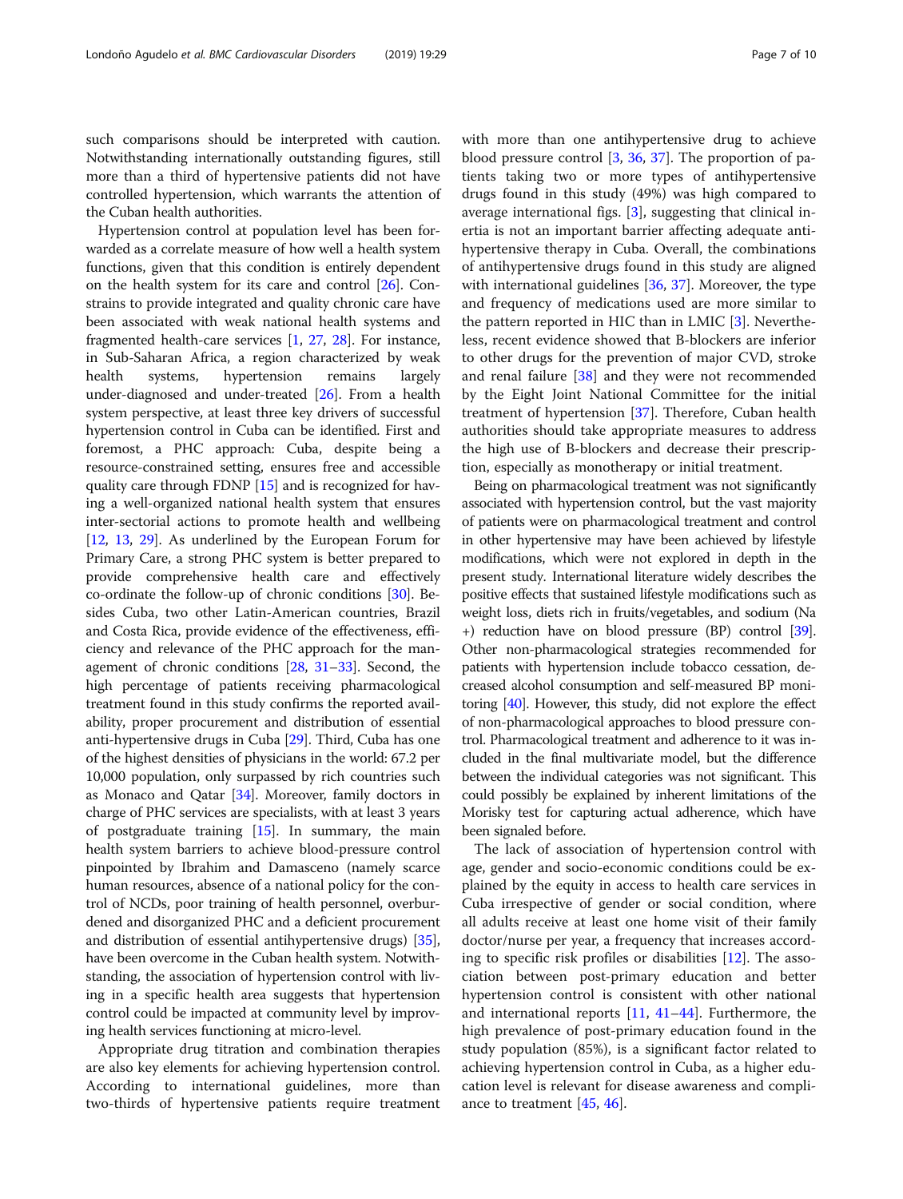such comparisons should be interpreted with caution. Notwithstanding internationally outstanding figures, still more than a third of hypertensive patients did not have controlled hypertension, which warrants the attention of the Cuban health authorities.

Hypertension control at population level has been forwarded as a correlate measure of how well a health system functions, given that this condition is entirely dependent on the health system for its care and control [26]. Constrains to provide integrated and quality chronic care have been associated with weak national health systems and fragmented health-care services [1, 27, 28]. For instance, in Sub-Saharan Africa, a region characterized by weak health systems, hypertension remains largely under-diagnosed and under-treated [26]. From a health system perspective, at least three key drivers of successful hypertension control in Cuba can be identified. First and foremost, a PHC approach: Cuba, despite being a resource-constrained setting, ensures free and accessible quality care through FDNP [15] and is recognized for having a well-organized national health system that ensures inter-sectorial actions to promote health and wellbeing [12, 13, 29]. As underlined by the European Forum for Primary Care, a strong PHC system is better prepared to provide comprehensive health care and effectively co-ordinate the follow-up of chronic conditions [30]. Besides Cuba, two other Latin-American countries, Brazil and Costa Rica, provide evidence of the effectiveness, efficiency and relevance of the PHC approach for the management of chronic conditions [28, 31–33]. Second, the high percentage of patients receiving pharmacological treatment found in this study confirms the reported availability, proper procurement and distribution of essential anti-hypertensive drugs in Cuba [29]. Third, Cuba has one of the highest densities of physicians in the world: 67.2 per 10,000 population, only surpassed by rich countries such as Monaco and Qatar [34]. Moreover, family doctors in charge of PHC services are specialists, with at least 3 years of postgraduate training [15]. In summary, the main health system barriers to achieve blood-pressure control pinpointed by Ibrahim and Damasceno (namely scarce human resources, absence of a national policy for the control of NCDs, poor training of health personnel, overburdened and disorganized PHC and a deficient procurement and distribution of essential antihypertensive drugs) [35], have been overcome in the Cuban health system. Notwithstanding, the association of hypertension control with living in a specific health area suggests that hypertension control could be impacted at community level by improving health services functioning at micro-level.

Appropriate drug titration and combination therapies are also key elements for achieving hypertension control. According to international guidelines, more than two-thirds of hypertensive patients require treatment with more than one antihypertensive drug to achieve blood pressure control [3, 36, 37]. The proportion of patients taking two or more types of antihypertensive drugs found in this study (49%) was high compared to average international figs. [3], suggesting that clinical inertia is not an important barrier affecting adequate antihypertensive therapy in Cuba. Overall, the combinations of antihypertensive drugs found in this study are aligned with international guidelines [36, 37]. Moreover, the type and frequency of medications used are more similar to the pattern reported in HIC than in LMIC [3]. Nevertheless, recent evidence showed that B-blockers are inferior to other drugs for the prevention of major CVD, stroke and renal failure [38] and they were not recommended by the Eight Joint National Committee for the initial treatment of hypertension [37]. Therefore, Cuban health authorities should take appropriate measures to address the high use of B-blockers and decrease their prescription, especially as monotherapy or initial treatment.

Being on pharmacological treatment was not significantly associated with hypertension control, but the vast majority of patients were on pharmacological treatment and control in other hypertensive may have been achieved by lifestyle modifications, which were not explored in depth in the present study. International literature widely describes the positive effects that sustained lifestyle modifications such as weight loss, diets rich in fruits/vegetables, and sodium (Na +) reduction have on blood pressure (BP) control [39]. Other non-pharmacological strategies recommended for patients with hypertension include tobacco cessation, decreased alcohol consumption and self-measured BP monitoring [40]. However, this study, did not explore the effect of non-pharmacological approaches to blood pressure control. Pharmacological treatment and adherence to it was included in the final multivariate model, but the difference between the individual categories was not significant. This could possibly be explained by inherent limitations of the Morisky test for capturing actual adherence, which have been signaled before.

The lack of association of hypertension control with age, gender and socio-economic conditions could be explained by the equity in access to health care services in Cuba irrespective of gender or social condition, where all adults receive at least one home visit of their family doctor/nurse per year, a frequency that increases according to specific risk profiles or disabilities [12]. The association between post-primary education and better hypertension control is consistent with other national and international reports [11, 41–44]. Furthermore, the high prevalence of post-primary education found in the study population (85%), is a significant factor related to achieving hypertension control in Cuba, as a higher education level is relevant for disease awareness and compliance to treatment [45, 46].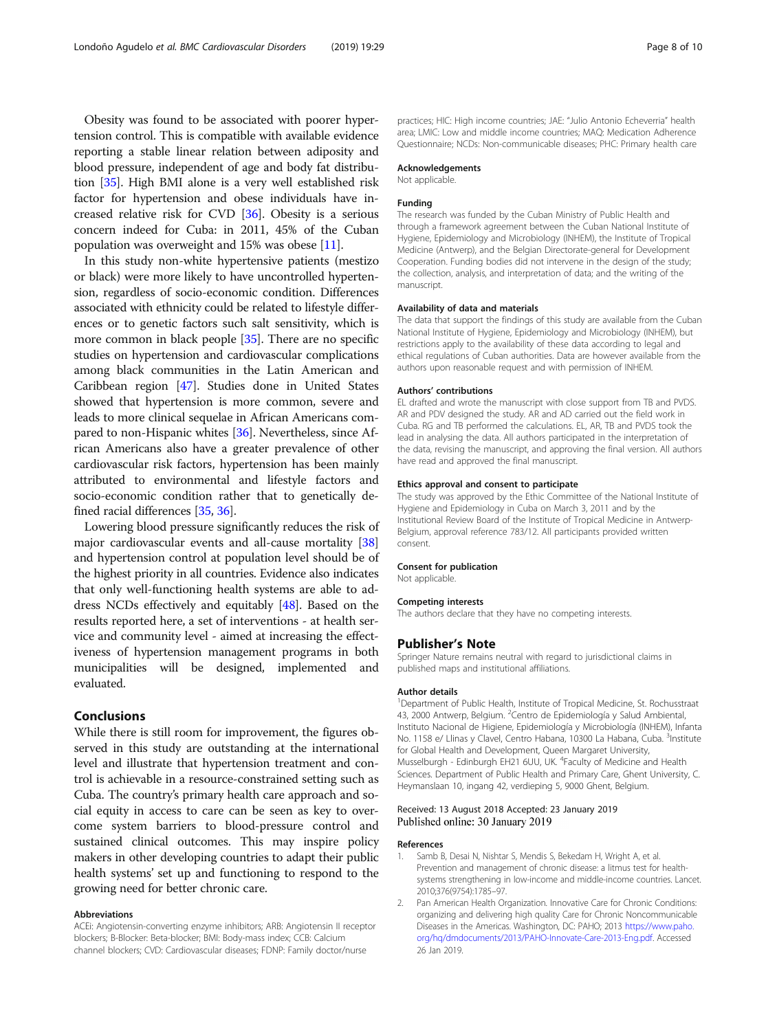Obesity was found to be associated with poorer hypertension control. This is compatible with available evidence reporting a stable linear relation between adiposity and blood pressure, independent of age and body fat distribution [35]. High BMI alone is a very well established risk factor for hypertension and obese individuals have increased relative risk for CVD [36]. Obesity is a serious concern indeed for Cuba: in 2011, 45% of the Cuban population was overweight and 15% was obese [11].

In this study non-white hypertensive patients (mestizo or black) were more likely to have uncontrolled hypertension, regardless of socio-economic condition. Differences associated with ethnicity could be related to lifestyle differences or to genetic factors such salt sensitivity, which is more common in black people [35]. There are no specific studies on hypertension and cardiovascular complications among black communities in the Latin American and Caribbean region [47]. Studies done in United States showed that hypertension is more common, severe and leads to more clinical sequelae in African Americans compared to non-Hispanic whites [36]. Nevertheless, since African Americans also have a greater prevalence of other cardiovascular risk factors, hypertension has been mainly attributed to environmental and lifestyle factors and socio-economic condition rather that to genetically defined racial differences [35, 36].

Lowering blood pressure significantly reduces the risk of major cardiovascular events and all-cause mortality [38] and hypertension control at population level should be of the highest priority in all countries. Evidence also indicates that only well-functioning health systems are able to address NCDs effectively and equitably [48]. Based on the results reported here, a set of interventions - at health service and community level - aimed at increasing the effectiveness of hypertension management programs in both municipalities will be designed, implemented and evaluated.

## Conclusions

While there is still room for improvement, the figures observed in this study are outstanding at the international level and illustrate that hypertension treatment and control is achievable in a resource-constrained setting such as Cuba. The country's primary health care approach and social equity in access to care can be seen as key to overcome system barriers to blood-pressure control and sustained clinical outcomes. This may inspire policy makers in other developing countries to adapt their public health systems' set up and functioning to respond to the growing need for better chronic care.

#### Abbreviations

ACEi: Angiotensin-converting enzyme inhibitors; ARB: Angiotensin II receptor blockers; B-Blocker: Beta-blocker; BMI: Body-mass index; CCB: Calcium channel blockers; CVD: Cardiovascular diseases; FDNP: Family doctor/nurse practices; HIC: High income countries; JAE: "Julio Antonio Echeverria" health area; LMIC: Low and middle income countries; MAQ: Medication Adherence Questionnaire; NCDs: Non-communicable diseases; PHC: Primary health care

#### Acknowledgements

Not applicable.

#### Funding

The research was funded by the Cuban Ministry of Public Health and through a framework agreement between the Cuban National Institute of Hygiene, Epidemiology and Microbiology (INHEM), the Institute of Tropical Medicine (Antwerp), and the Belgian Directorate-general for Development Cooperation. Funding bodies did not intervene in the design of the study; the collection, analysis, and interpretation of data; and the writing of the manuscript.

#### Availability of data and materials

The data that support the findings of this study are available from the Cuban National Institute of Hygiene, Epidemiology and Microbiology (INHEM), but restrictions apply to the availability of these data according to legal and ethical regulations of Cuban authorities. Data are however available from the authors upon reasonable request and with permission of INHEM.

#### Authors' contributions

EL drafted and wrote the manuscript with close support from TB and PVDS. AR and PDV designed the study. AR and AD carried out the field work in Cuba. RG and TB performed the calculations. EL, AR, TB and PVDS took the lead in analysing the data. All authors participated in the interpretation of the data, revising the manuscript, and approving the final version. All authors have read and approved the final manuscript.

#### Ethics approval and consent to participate

The study was approved by the Ethic Committee of the National Institute of Hygiene and Epidemiology in Cuba on March 3, 2011 and by the Institutional Review Board of the Institute of Tropical Medicine in Antwerp-Belgium, approval reference 783/12. All participants provided written consent.

#### Consent for publication

Not applicable.

#### Competing interests

The authors declare that they have no competing interests.

## Publisher's Note

Springer Nature remains neutral with regard to jurisdictional claims in published maps and institutional affiliations.

#### Author details

[1]Department of Public Health, Institute of Tropical Medicine, St. Rochusstraat 43, 2000 Antwerp, Belgium. [2]Centro de Epidemiología y Salud Ambiental, Instituto Nacional de Higiene, Epidemiología y Microbiología (INHEM), Infanta No. 1158 e/ Llinas y Clavel, Centro Habana, 10300 La Habana, Cuba. [3]Institute for Global Health and Development, Queen Margaret University, Musselburgh - Edinburgh EH21 6UU, UK. [4]Faculty of Medicine and Health Sciences. Department of Public Health and Primary Care, Ghent University, C. Heymanslaan 10, ingang 42, verdieping 5, 9000 Ghent, Belgium.

Received: 13 August 2018 Accepted: 23 January 2019
Published online: 30 January 2019

#### References

1. Samb B, Desai N, Nishtar S, Mendis S, Bekedam H, Wright A, et al. Prevention and management of chronic disease: a litmus test for health-systems strengthening in low-income and middle-income countries. Lancet. 2010;376(9754):1785–97.
2. Pan American Health Organization. Innovative Care for Chronic Conditions: organizing and delivering high quality Care for Chronic Noncommunicable Diseases in the Americas. Washington, DC: PAHO; 2013 https://www.paho.org/hq/dmdocuments/2013/PAHO-Innovate-Care-2013-Eng.pdf. Accessed 26 Jan 2019.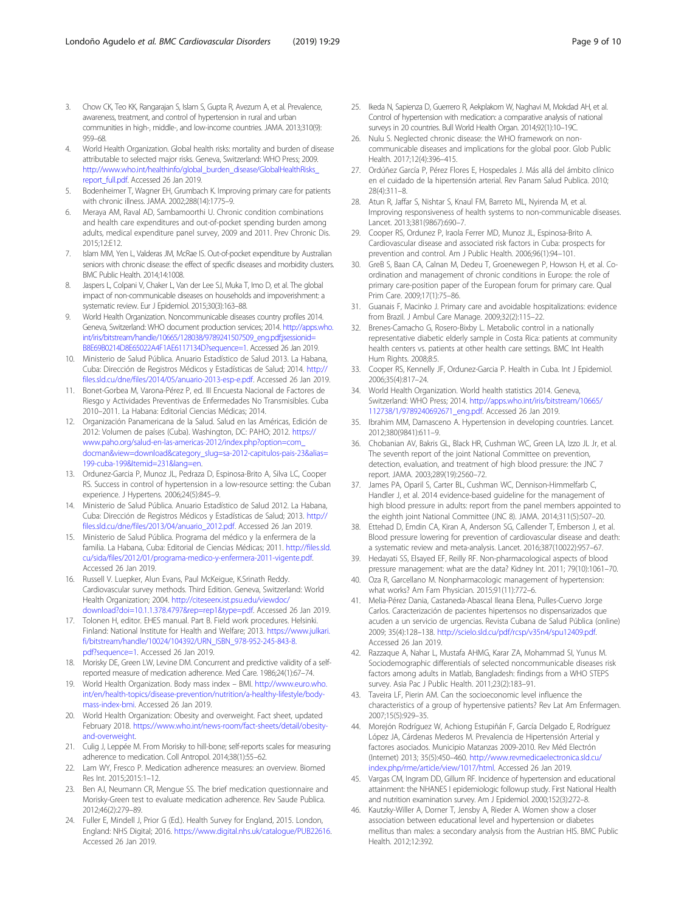3. Chow CK, Teo KK, Rangarajan S, Islam S, Gupta R, Avezum A, et al. Prevalence, awareness, treatment, and control of hypertension in rural and urban communities in high-, middle-, and low-income countries. JAMA. 2013;310(9): 959–68.
4. World Health Organization. Global health risks: mortality and burden of disease attributable to selected major risks. Geneva, Switzerland: WHO Press; 2009. http://www.who.int/healthinfo/global_burden_disease/GlobalHealthRisks_report_full.pdf. Accessed 26 Jan 2019.
5. Bodenheimer T, Wagner EH, Grumbach K. Improving primary care for patients with chronic illness. JAMA. 2002;288(14):1775–9.
6. Meraya AM, Raval AD, Sambamoorthi U. Chronic condition combinations and health care expenditures and out-of-pocket spending burden among adults, medical expenditure panel survey, 2009 and 2011. Prev Chronic Dis. 2015;12:E12.
7. Islam MM, Yen L, Valderas JM, McRae IS. Out-of-pocket expenditure by Australian seniors with chronic disease: the effect of specific diseases and morbidity clusters. BMC Public Health. 2014;14:1008.
8. Jaspers L, Colpani V, Chaker L, Van der Lee SJ, Muka T, Imo D, et al. The global impact of non-communicable diseases on households and impoverishment: a systematic review. Eur J Epidemiol. 2015;30(3):163–88.
9. World Health Organization. Noncommunicable diseases country profiles 2014. Geneva, Switzerland: WHO document production services; 2014. http://apps.who.int/iris/bitstream/handle/10665/128038/9789241507509_eng.pdf;jsessionid=B8E69B0214D8E65022A4F1AE6117134D?sequence=1. Accessed 26 Jan 2019.
10. Ministerio de Salud Pública. Anuario Estadístico de Salud 2013. La Habana, Cuba: Dirección de Registros Médicos y Estadísticas de Salud; 2014. http://files.sld.cu/dne/files/2014/05/anuario-2013-esp-e.pdf. Accessed 26 Jan 2019.
11. Bonet-Gorbea M, Varona-Pérez P, ed. III Encuesta Nacional de Factores de Riesgo y Actividades Preventivas de Enfermedades No Transmisibles. Cuba 2010–2011. La Habana: Editorial Ciencias Médicas; 2014.
12. Organización Panamericana de la Salud. Salud en las Américas, Edición de 2012: Volumen de países (Cuba). Washington, DC: PAHO; 2012. https://www.paho.org/salud-en-las-americas-2012/index.php?option=com_docman&view=download&category_slug=sa-2012-capitulos-pais-23&alias=199-cuba-199&Itemid=231&lang=en.
13. Ordunez-Garcia P, Munoz JL, Pedraza D, Espinosa-Brito A, Silva LC, Cooper RS. Success in control of hypertension in a low-resource setting: the Cuban experience. J Hypertens. 2006;24(5):845–9.
14. Ministerio de Salud Pública. Anuario Estadístico de Salud 2012. La Habana, Cuba: Dirección de Registros Médicos y Estadísticas de Salud; 2013. http://files.sld.cu/dne/files/2013/04/anuario_2012.pdf. Accessed 26 Jan 2019.
15. Ministerio de Salud Pública. Programa del médico y la enfermera de la familia. La Habana, Cuba: Editorial de Ciencias Médicas; 2011. http://files.sld.cu/sida/files/2012/01/programa-medico-y-enfermera-2011-vigente.pdf. Accessed 26 Jan 2019.
16. Russell V. Luepker, Alun Evans, Paul McKeigue, K.Srinath Reddy. Cardiovascular survey methods. Third Edition. Geneva, Switzerland: World Health Organization; 2004. http://citeseerx.ist.psu.edu/viewdoc/download?doi=10.1.1.378.4797&rep=rep1&type=pdf. Accessed 26 Jan 2019.
17. Tolonen H, editor. EHES manual. Part B. Field work procedures. Helsinki. Finland: National Institute for Health and Welfare; 2013. https://www.julkari.fi/bitstream/handle/10024/104392/URN_ISBN_978-952-245-843-8.pdf?sequence=1. Accessed 26 Jan 2019.
18. Morisky DE, Green LW, Levine DM. Concurrent and predictive validity of a self-reported measure of medication adherence. Med Care. 1986;24(1):67–74.
19. World Health Organization. Body mass index – BMI. http://www.euro.who.int/en/health-topics/disease-prevention/nutrition/a-healthy-lifestyle/body-mass-index-bmi. Accessed 26 Jan 2019.
20. World Health Organization: Obesity and overweight. Fact sheet, updated February 2018. https://www.who.int/news-room/fact-sheets/detail/obesity-and-overweight.
21. Culig J, Leppée M. From Morisky to hill-bone; self-reports scales for measuring adherence to medication. Coll Antropol. 2014;38(1):55–62.
22. Lam WY, Fresco P. Medication adherence measures: an overview. Biomed Res Int. 2015;2015:1–12.
23. Ben AJ, Neumann CR, Mengue SS. The brief medication questionnaire and Morisky-Green test to evaluate medication adherence. Rev Saude Publica. 2012;46(2):279–89.
24. Fuller E, Mindell J, Prior G (Ed.). Health Survey for England, 2015. London, England: NHS Digital; 2016. https://www.digital.nhs.uk/catalogue/PUB22616. Accessed 26 Jan 2019.
25. Ikeda N, Sapienza D, Guerrero R, Aekplakorn W, Naghavi M, Mokdad AH, et al. Control of hypertension with medication: a comparative analysis of national surveys in 20 countries. Bull World Health Organ. 2014;92(1):10–19C.
26. Nulu S. Neglected chronic disease: the WHO framework on non-communicable diseases and implications for the global poor. Glob Public Health. 2017;12(4):396–415.
27. Ordúñez García P, Pérez Flores E, Hospedales J. Más allá del ámbito clínico en el cuidado de la hipertensión arterial. Rev Panam Salud Publica. 2010; 28(4):311–8.
28. Atun R, Jaffar S, Nishtar S, Knaul FM, Barreto ML, Nyirenda M, et al. Improving responsiveness of health systems to non-communicable diseases. Lancet. 2013;381(9867):690–7.
29. Cooper RS, Ordunez P, Iraola Ferrer MD, Munoz JL, Espinosa-Brito A. Cardiovascular disease and associated risk factors in Cuba: prospects for prevention and control. Am J Public Health. 2006;96(1):94–101.
30. GreB S, Baan CA, Calnan M, Dedeu T, Groenewegen P, Howson H, et al. Co-ordination and management of chronic conditions in Europe: the role of primary care-position paper of the European forum for primary care. Qual Prim Care. 2009;17(1):75–86.
31. Guanais F, Macinko J. Primary care and avoidable hospitalizations: evidence from Brazil. J Ambul Care Manage. 2009;32(2):115–22.
32. Brenes-Camacho G, Rosero-Bixby L. Metabolic control in a nationally representative diabetic elderly sample in Costa Rica: patients at community health centers vs. patients at other health care settings. BMC Int Health Hum Rights. 2008;8:5.
33. Cooper RS, Kennelly JF, Ordunez-Garcia P. Health in Cuba. Int J Epidemiol. 2006;35(4):817–24.
34. World Health Organization. World health statistics 2014. Geneva, Switzerland: WHO Press; 2014. http://apps.who.int/iris/bitstream/10665/112738/1/9789240692671_eng.pdf. Accessed 26 Jan 2019.
35. Ibrahim MM, Damasceno A. Hypertension in developing countries. Lancet. 2012;380(9841):611–9.
36. Chobanian AV, Bakris GL, Black HR, Cushman WC, Green LA, Izzo JL Jr, et al. The seventh report of the joint National Committee on prevention, detection, evaluation, and treatment of high blood pressure: the JNC 7 report. JAMA. 2003;289(19):2560–72.
37. James PA, Oparil S, Carter BL, Cushman WC, Dennison-Himmelfarb C, Handler J, et al. 2014 evidence-based guideline for the management of high blood pressure in adults: report from the panel members appointed to the eighth joint National Committee (JNC 8). JAMA. 2014;311(5):507–20.
38. Ettehad D, Emdin CA, Kiran A, Anderson SG, Callender T, Emberson J, et al. Blood pressure lowering for prevention of cardiovascular disease and death: a systematic review and meta-analysis. Lancet. 2016;387(10022):957–67.
39. Hedayati SS, Elsayed EF, Reilly RF. Non-pharmacological aspects of blood pressure management: what are the data? Kidney Int. 2011; 79(10):1061–70.
40. Oza R, Garcellano M. Nonpharmacologic management of hypertension: what works? Am Fam Physician. 2015;91(11):772–6.
41. Melia-Pérez Dania, Castaneda-Abascal Ileana Elena, Pulles-Cuervo Jorge Carlos. Caracterización de pacientes hipertensos no dispensarizados que acuden a un servicio de urgencias. Revista Cubana de Salud Pública (online) 2009; 35(4):128–138. http://scielo.sld.cu/pdf/rcsp/v35n4/spu12409.pdf. Accessed 26 Jan 2019.
42. Razzaque A, Nahar L, Mustafa AHMG, Karar ZA, Mohammad SI, Yunus M. Sociodemographic differentials of selected noncommunicable diseases risk factors among adults in Matlab, Bangladesh: findings from a WHO STEPS survey. Asia Pac J Public Health. 2011;23(2):183–91.
43. Taveira LF, Pierin AM. Can the socioeconomic level influence the characteristics of a group of hypertensive patients? Rev Lat Am Enfermagen. 2007;15(5):929–35.
44. Morejón Rodríguez W, Achiong Estupiñán F, García Delgado E, Rodríguez López JA, Cárdenas Mederos M. Prevalencia de Hipertensión Arterial y factores asociados. Municipio Matanzas 2009-2010. Rev Méd Electrón (Internet) 2013; 35(5):450–460. http://www.revmedicaelectronica.sld.cu/index.php/rme/article/view/1017/html. Accessed 26 Jan 2019.
45. Vargas CM, Ingram DD, Gillum RF. Incidence of hypertension and educational attainment: the NHANES I epidemiologic followup study. First National Health and nutrition examination survey. Am J Epidemiol. 2000;152(3):272–8.
46. Kautzky-Willer A, Dorner T, Jensby A, Rieder A. Women show a closer association between educational level and hypertension or diabetes mellitus than males: a secondary analysis from the Austrian HIS. BMC Public Health. 2012;12:392.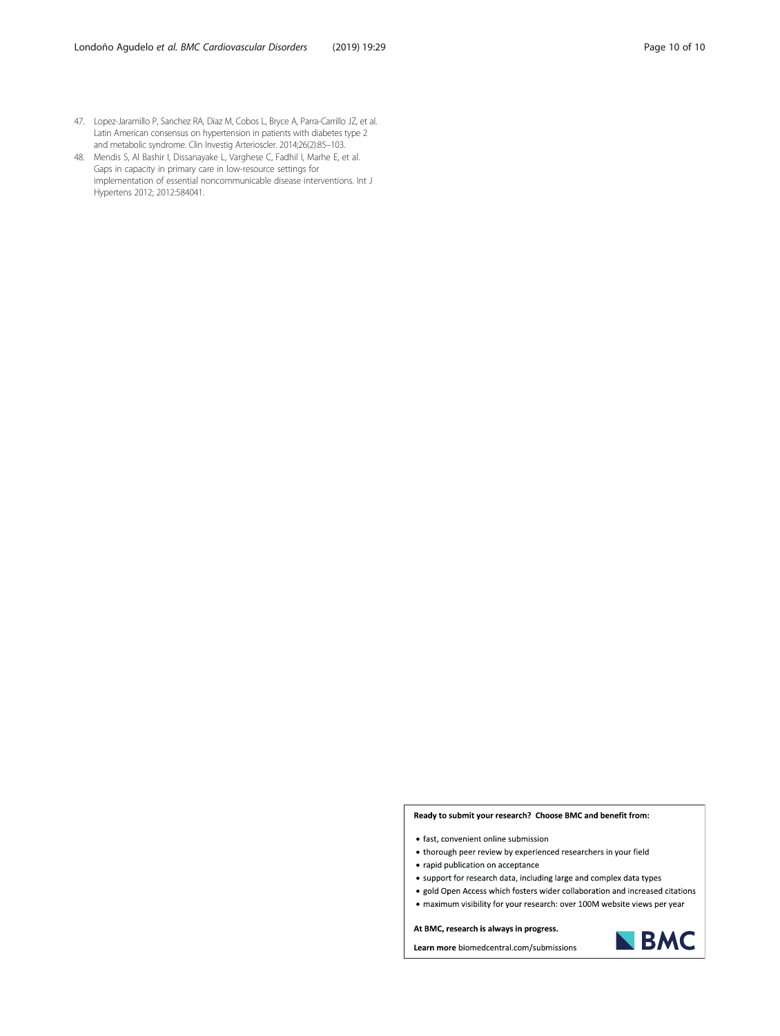47. Lopez-Jaramillo P, Sanchez RA, Diaz M, Cobos L, Bryce A, Parra-Carrillo JZ, et al. Latin American consensus on hypertension in patients with diabetes type 2 and metabolic syndrome. Clin Investig Arterioscler. 2014;26(2):85–103.
48. Mendis S, Al Bashir I, Dissanayake L, Varghese C, Fadhil I, Marhe E, et al. Gaps in capacity in primary care in low-resource settings for implementation of essential noncommunicable disease interventions. Int J Hypertens 2012; 2012:584041.

**Ready to submit your research? Choose BMC and benefit from:**

- fast, convenient online submission
- thorough peer review by experienced researchers in your field
- rapid publication on acceptance
- support for research data, including large and complex data types
- gold Open Access which fosters wider collaboration and increased citations
- maximum visibility for your research: over 100M website views per year

**At BMC, research is always in progress.**

**Learn more** biomedcentral.com/submissions

BMC